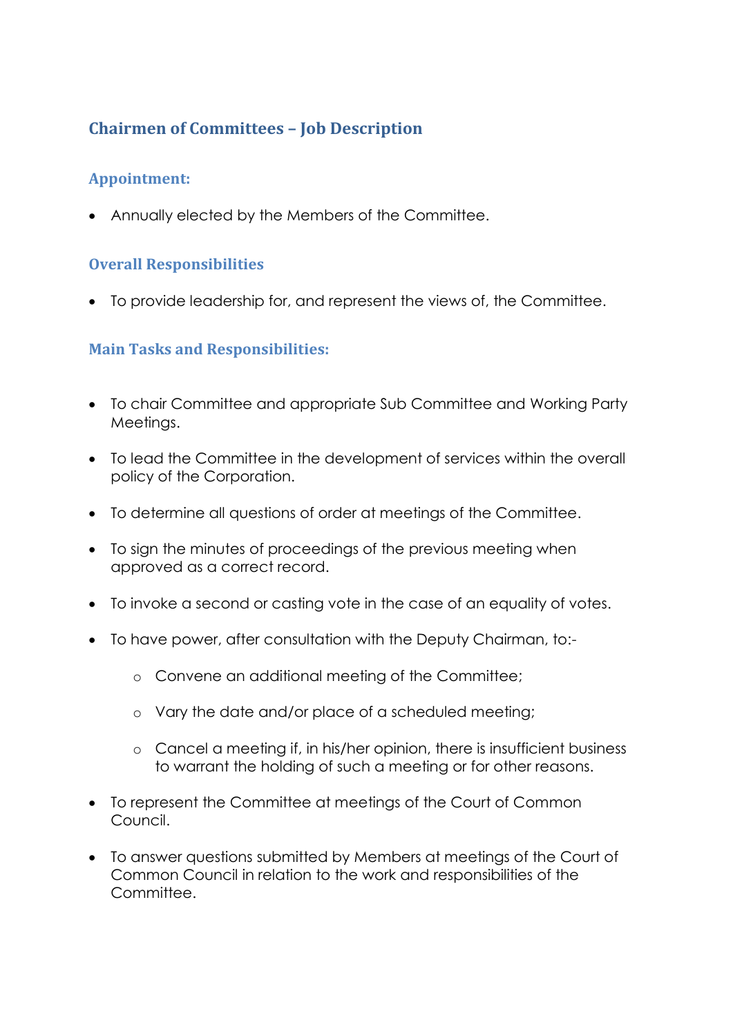# Chairmen of Committees – Job Description

## Appointment:

- Annually elected by the Members of the Committee.

## Overall Responsibilities

- To provide leadership for, and represent the views of, the Committee.

## Main Tasks and Responsibilities:

- To chair Committee and appropriate Sub Committee and Working Party Meetings.
- To lead the Committee in the development of services within the overall policy of the Corporation.
- To determine all questions of order at meetings of the Committee.
- To sign the minutes of proceedings of the previous meeting when approved as a correct record.
- To invoke a second or casting vote in the case of an equality of votes.
- To have power, after consultation with the Deputy Chairman, to:-
    - Convene an additional meeting of the Committee;
    - Vary the date and/or place of a scheduled meeting;
    - Cancel a meeting if, in his/her opinion, there is insufficient business to warrant the holding of such a meeting or for other reasons.
- To represent the Committee at meetings of the Court of Common Council.
- To answer questions submitted by Members at meetings of the Court of Common Council in relation to the work and responsibilities of the Committee.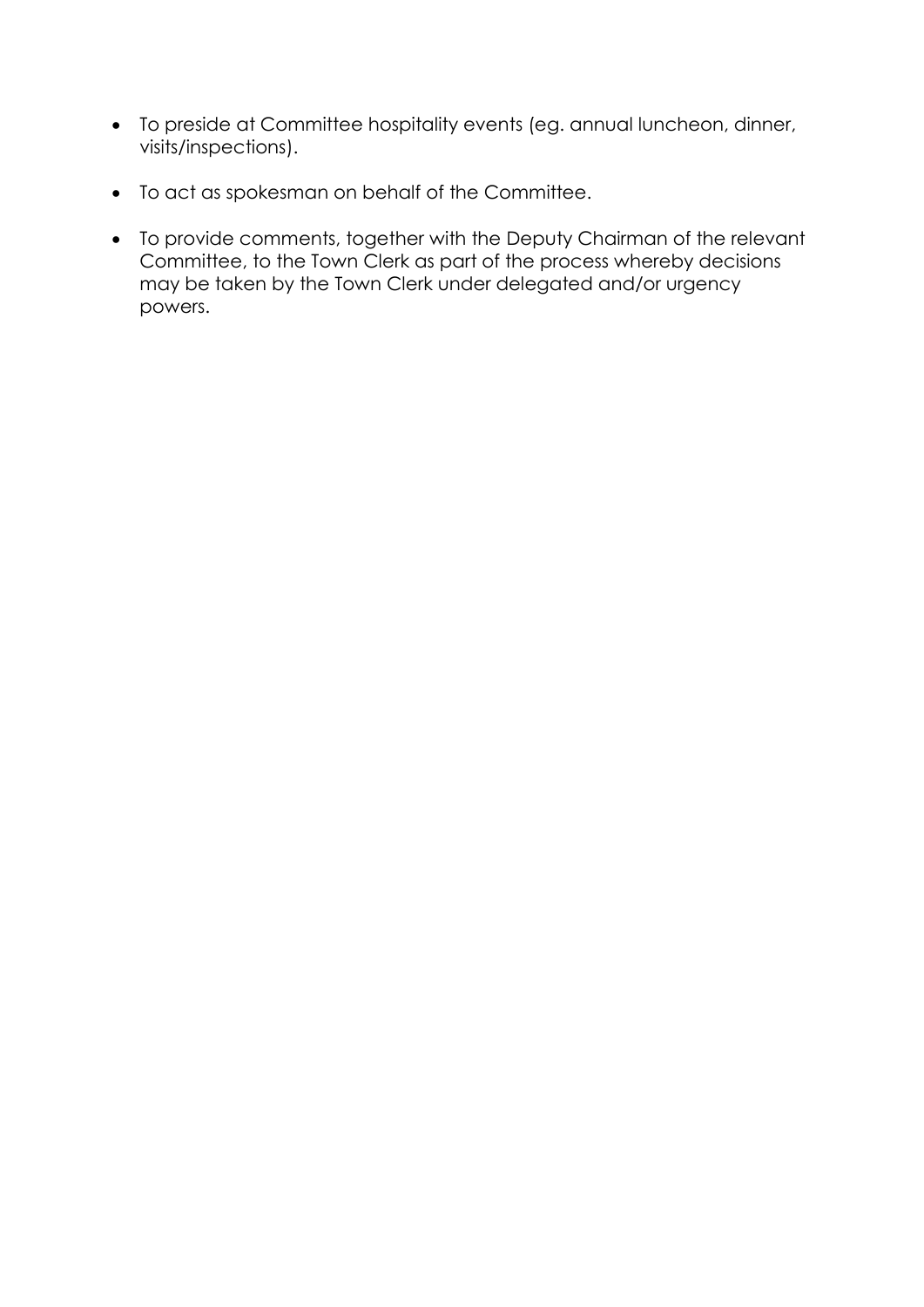- To preside at Committee hospitality events (eg. annual luncheon, dinner, visits/inspections).

- To act as spokesman on behalf of the Committee.

- To provide comments, together with the Deputy Chairman of the relevant Committee, to the Town Clerk as part of the process whereby decisions may be taken by the Town Clerk under delegated and/or urgency powers.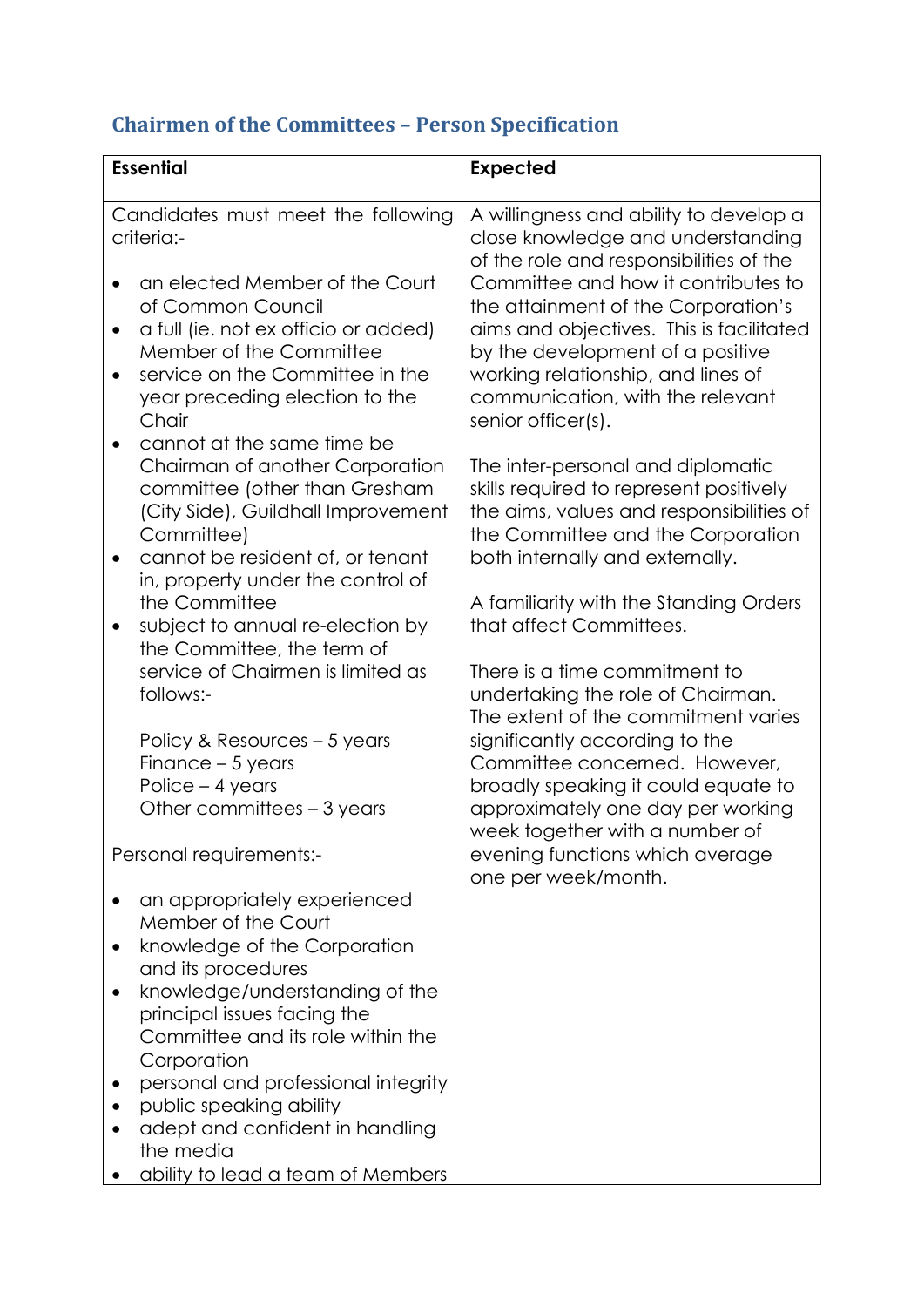## Chairmen of the Committees – Person Specification

| Essential | Expected |
|---|---|
| Candidates must meet the following criteria:-<br><br>• an elected Member of the Court of Common Council<br>• a full (ie. not ex officio or added) Member of the Committee<br>• service on the Committee in the year preceding election to the Chair<br>• cannot at the same time be Chairman of another Corporation committee (other than Gresham (City Side), Guildhall Improvement Committee)<br>• cannot be resident of, or tenant in, property under the control of the Committee<br>• subject to annual re-election by the Committee, the term of service of Chairmen is limited as follows:-<br><br>Policy & Resources – 5 years<br>Finance – 5 years<br>Police – 4 years<br>Other committees – 3 years<br><br>Personal requirements:-<br><br>• an appropriately experienced Member of the Court<br>• knowledge of the Corporation and its procedures<br>• knowledge/understanding of the principal issues facing the Committee and its role within the Corporation<br>• personal and professional integrity<br>• public speaking ability<br>• adept and confident in handling the media<br>• ability to lead a team of Members | A willingness and ability to develop a close knowledge and understanding of the role and responsibilities of the Committee and how it contributes to the attainment of the Corporation's aims and objectives. This is facilitated by the development of a positive working relationship, and lines of communication, with the relevant senior officer(s).<br><br>The inter-personal and diplomatic skills required to represent positively the aims, values and responsibilities of the Committee and the Corporation both internally and externally.<br><br>A familiarity with the Standing Orders that affect Committees.<br><br>There is a time commitment to undertaking the role of Chairman. The extent of the commitment varies significantly according to the Committee concerned. However, broadly speaking it could equate to approximately one day per working week together with a number of evening functions which average one per week/month. |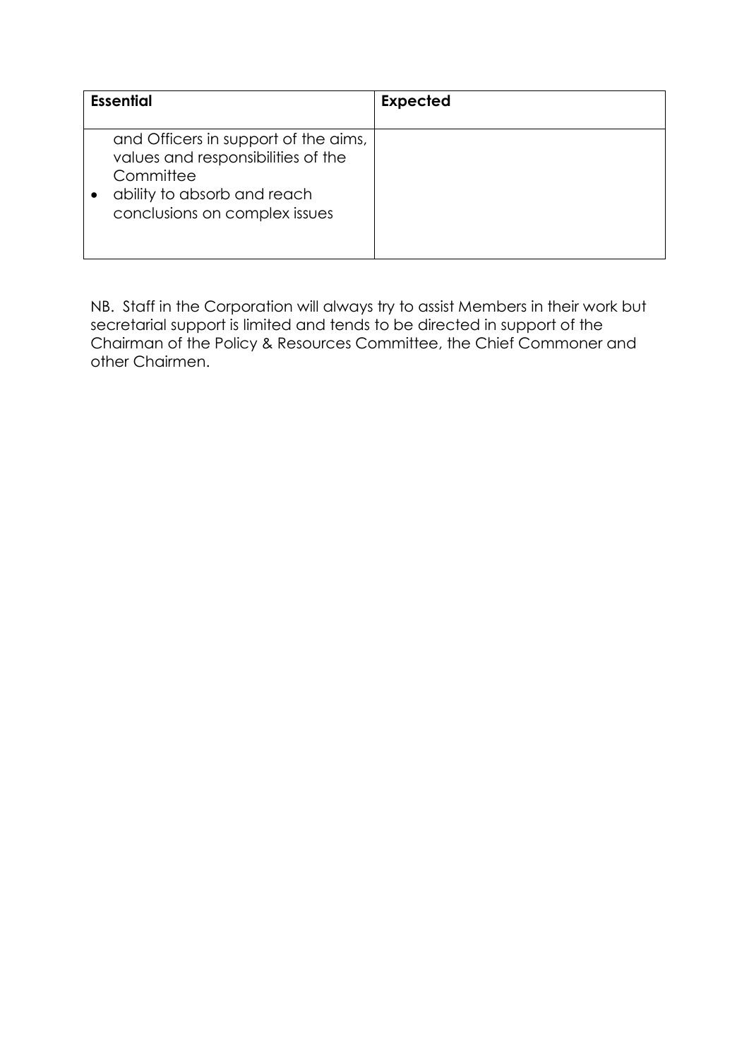| Essential | Expected |
|---|---|
| and Officers in support of the aims, values and responsibilities of the Committee<br>• ability to absorb and reach conclusions on complex issues | |

NB. Staff in the Corporation will always try to assist Members in their work but secretarial support is limited and tends to be directed in support of the Chairman of the Policy & Resources Committee, the Chief Commoner and other Chairmen.